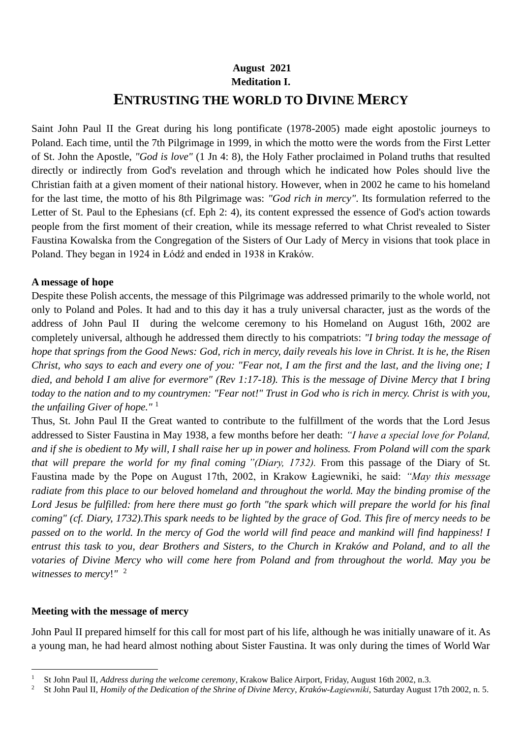**August 2021**
**Meditation I.**

# ENTRUSTING THE WORLD TO DIVINE MERCY

Saint John Paul II the Great during his long pontificate (1978-2005) made eight apostolic journeys to Poland. Each time, until the 7th Pilgrimage in 1999, in which the motto were the words from the First Letter of St. John the Apostle, *"God is love"* (1 Jn 4: 8), the Holy Father proclaimed in Poland truths that resulted directly or indirectly from God's revelation and through which he indicated how Poles should live the Christian faith at a given moment of their national history. However, when in 2002 he came to his homeland for the last time, the motto of his 8th Pilgrimage was: *"God rich in mercy"*. Its formulation referred to the Letter of St. Paul to the Ephesians (cf. Eph 2: 4), its content expressed the essence of God's action towards people from the first moment of their creation, while its message referred to what Christ revealed to Sister Faustina Kowalska from the Congregation of the Sisters of Our Lady of Mercy in visions that took place in Poland. They began in 1924 in Łódź and ended in 1938 in Kraków.

**A message of hope**

Despite these Polish accents, the message of this Pilgrimage was addressed primarily to the whole world, not only to Poland and Poles. It had and to this day it has a truly universal character, just as the words of the address of John Paul II during the welcome ceremony to his Homeland on August 16th, 2002 are completely universal, although he addressed them directly to his compatriots: *"I bring today the message of hope that springs from the Good News: God, rich in mercy, daily reveals his love in Christ. It is he, the Risen Christ, who says to each and every one of you: "Fear not, I am the first and the last, and the living one; I died, and behold I am alive for evermore" (Rev 1:17-18). This is the message of Divine Mercy that I bring today to the nation and to my countrymen: "Fear not!" Trust in God who is rich in mercy. Christ is with you, the unfailing Giver of hope."* [1]

Thus, St. John Paul II the Great wanted to contribute to the fulfillment of the words that the Lord Jesus addressed to Sister Faustina in May 1938, a few months before her death: *"I have a special love for Poland, and if she is obedient to My will, I shall raise her up in power and holiness. From Poland will com the spark that will prepare the world for my final coming"(Diary, 1732).* From this passage of the Diary of St. Faustina made by the Pope on August 17th, 2002, in Krakow Łagiewniki, he said: *"May this message radiate from this place to our beloved homeland and throughout the world. May the binding promise of the Lord Jesus be fulfilled: from here there must go forth "the spark which will prepare the world for his final coming" (cf. Diary, 1732).This spark needs to be lighted by the grace of God. This fire of mercy needs to be passed on to the world. In the mercy of God the world will find peace and mankind will find happiness! I entrust this task to you, dear Brothers and Sisters, to the Church in Kraków and Poland, and to all the votaries of Divine Mercy who will come here from Poland and from throughout the world. May you be witnesses to mercy!"* [2]

**Meeting with the message of mercy**

John Paul II prepared himself for this call for most part of his life, although he was initially unaware of it. As a young man, he had heard almost nothing about Sister Faustina. It was only during the times of World War

---

[1] St John Paul II, *Address during the welcome ceremony*, Krakow Balice Airport, Friday, August 16th 2002, n.3.

[2] St John Paul II, *Homily of the Dedication of the Shrine of Divine Mercy, Kraków-Łagiewniki*, Saturday August 17th 2002, n. 5.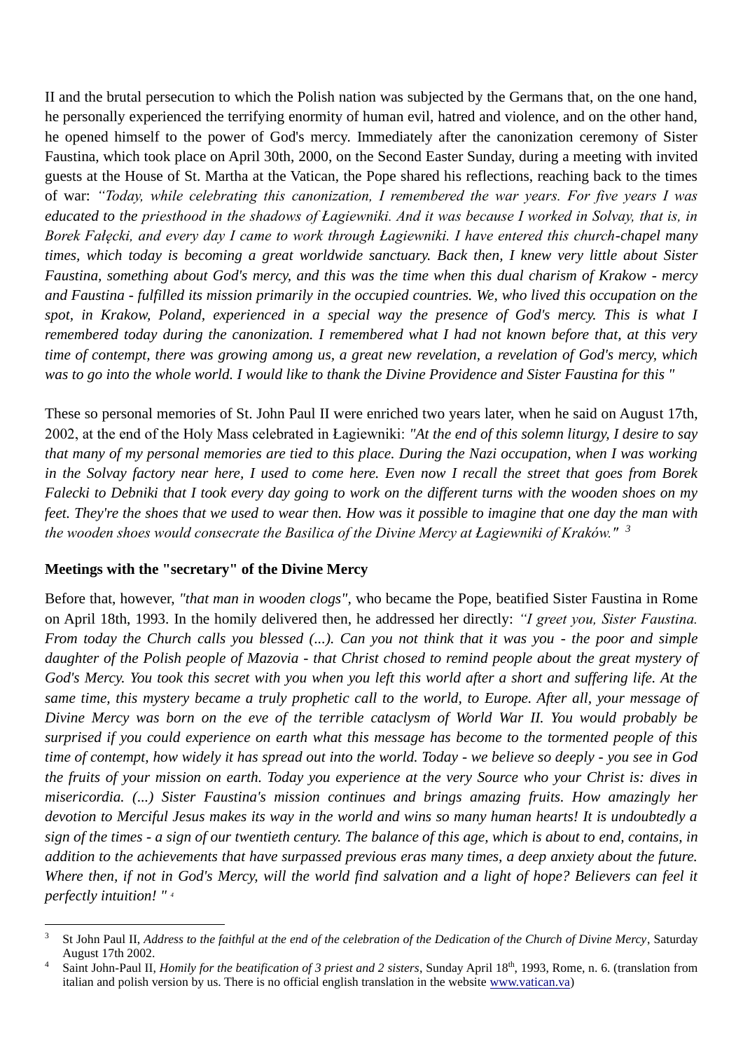II and the brutal persecution to which the Polish nation was subjected by the Germans that, on the one hand, he personally experienced the terrifying enormity of human evil, hatred and violence, and on the other hand, he opened himself to the power of God's mercy. Immediately after the canonization ceremony of Sister Faustina, which took place on April 30th, 2000, on the Second Easter Sunday, during a meeting with invited guests at the House of St. Martha at the Vatican, the Pope shared his reflections, reaching back to the times of war: *"Today, while celebrating this canonization, I remembered the war years. For five years I was educated to the priesthood in the shadows of Łagiewniki. And it was because I worked in Solvay, that is, in Borek Fałęcki, and every day I came to work through Łagiewniki. I have entered this church-chapel many times, which today is becoming a great worldwide sanctuary. Back then, I knew very little about Sister Faustina, something about God's mercy, and this was the time when this dual charism of Krakow - mercy and Faustina - fulfilled its mission primarily in the occupied countries. We, who lived this occupation on the spot, in Krakow, Poland, experienced in a special way the presence of God's mercy. This is what I remembered today during the canonization. I remembered what I had not known before that, at this very time of contempt, there was growing among us, a great new revelation, a revelation of God's mercy, which was to go into the whole world. I would like to thank the Divine Providence and Sister Faustina for this "*

These so personal memories of St. John Paul II were enriched two years later, when he said on August 17th, 2002, at the end of the Holy Mass celebrated in Łagiewniki: *"At the end of this solemn liturgy, I desire to say that many of my personal memories are tied to this place. During the Nazi occupation, when I was working in the Solvay factory near here, I used to come here. Even now I recall the street that goes from Borek Falecki to Debniki that I took every day going to work on the different turns with the wooden shoes on my feet. They're the shoes that we used to wear then. How was it possible to imagine that one day the man with the wooden shoes would consecrate the Basilica of the Divine Mercy at Łagiewniki of Kraków."* [3]

**Meetings with the "secretary" of the Divine Mercy**

Before that, however, *"that man in wooden clogs"*, who became the Pope, beatified Sister Faustina in Rome on April 18th, 1993. In the homily delivered then, he addressed her directly: *"I greet you, Sister Faustina. From today the Church calls you blessed (...). Can you not think that it was you - the poor and simple daughter of the Polish people of Mazovia - that Christ chosed to remind people about the great mystery of God's Mercy. You took this secret with you when you left this world after a short and suffering life. At the same time, this mystery became a truly prophetic call to the world, to Europe. After all, your message of Divine Mercy was born on the eve of the terrible cataclysm of World War II. You would probably be surprised if you could experience on earth what this message has become to the tormented people of this time of contempt, how widely it has spread out into the world. Today - we believe so deeply - you see in God the fruits of your mission on earth. Today you experience at the very Source who your Christ is: dives in misericordia. (...) Sister Faustina's mission continues and brings amazing fruits. How amazingly her devotion to Merciful Jesus makes its way in the world and wins so many human hearts! It is undoubtedly a sign of the times - a sign of our twentieth century. The balance of this age, which is about to end, contains, in addition to the achievements that have surpassed previous eras many times, a deep anxiety about the future. Where then, if not in God's Mercy, will the world find salvation and a light of hope? Believers can feel it perfectly intuition! "* [4]

---

[3] St John Paul II, *Address to the faithful at the end of the celebration of the Dedication of the Church of Divine Mercy*, Saturday August 17th 2002.

[4] Saint John-Paul II, *Homily for the beatification of 3 priest and 2 sisters*, Sunday April 18th, 1993, Rome, n. 6. (translation from italian and polish version by us. There is no official english translation in the website www.vatican.va)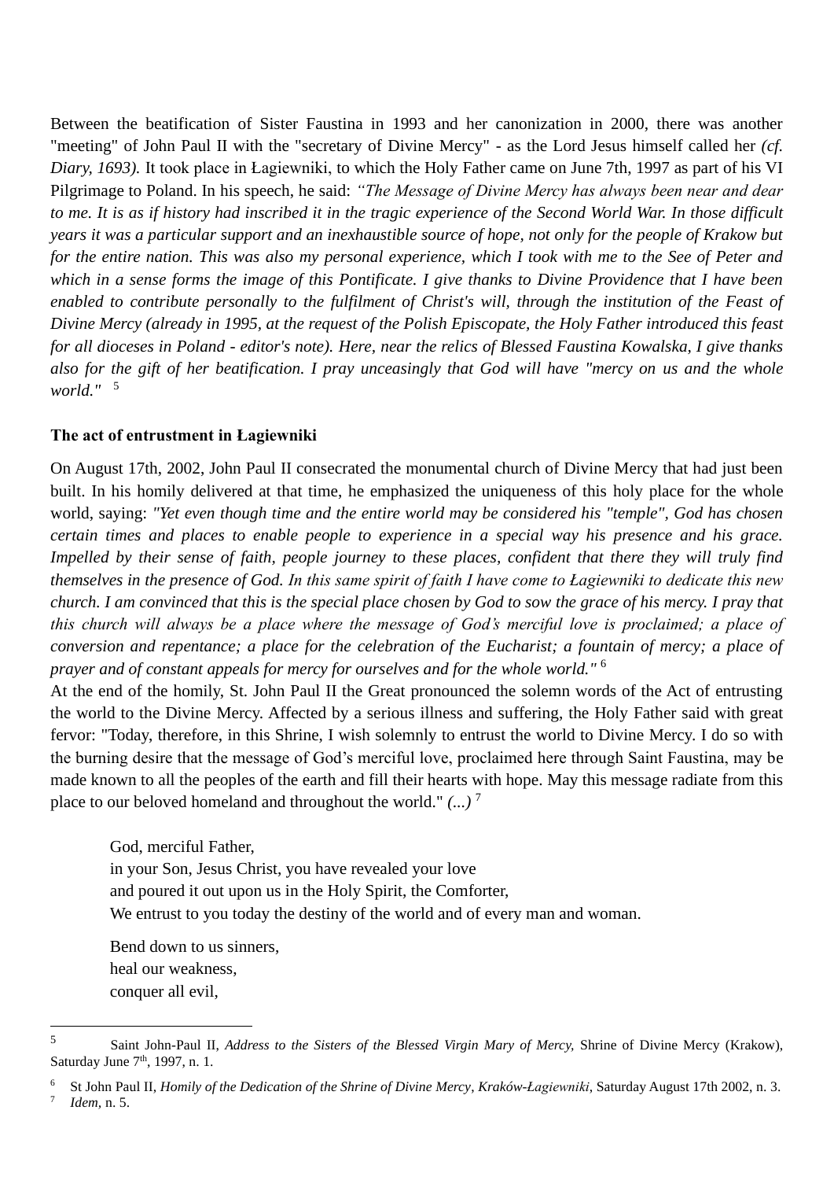Between the beatification of Sister Faustina in 1993 and her canonization in 2000, there was another "meeting" of John Paul II with the "secretary of Divine Mercy" - as the Lord Jesus himself called her *(cf. Diary, 1693).* It took place in Łagiewniki, to which the Holy Father came on June 7th, 1997 as part of his VI Pilgrimage to Poland. In his speech, he said: *"The Message of Divine Mercy has always been near and dear to me. It is as if history had inscribed it in the tragic experience of the Second World War. In those difficult years it was a particular support and an inexhaustible source of hope, not only for the people of Krakow but for the entire nation. This was also my personal experience, which I took with me to the See of Peter and which in a sense forms the image of this Pontificate. I give thanks to Divine Providence that I have been enabled to contribute personally to the fulfilment of Christ's will, through the institution of the Feast of Divine Mercy (already in 1995, at the request of the Polish Episcopate, the Holy Father introduced this feast for all dioceses in Poland - editor's note). Here, near the relics of Blessed Faustina Kowalska, I give thanks also for the gift of her beatification. I pray unceasingly that God will have "mercy on us and the whole world."* [5]

### The act of entrustment in Łagiewniki

On August 17th, 2002, John Paul II consecrated the monumental church of Divine Mercy that had just been built. In his homily delivered at that time, he emphasized the uniqueness of this holy place for the whole world, saying: *"Yet even though time and the entire world may be considered his "temple", God has chosen certain times and places to enable people to experience in a special way his presence and his grace. Impelled by their sense of faith, people journey to these places, confident that there they will truly find themselves in the presence of God. In this same spirit of faith I have come to Łagiewniki to dedicate this new church. I am convinced that this is the special place chosen by God to sow the grace of his mercy. I pray that this church will always be a place where the message of God's merciful love is proclaimed; a place of conversion and repentance; a place for the celebration of the Eucharist; a fountain of mercy; a place of prayer and of constant appeals for mercy for ourselves and for the whole world."* [6]

At the end of the homily, St. John Paul II the Great pronounced the solemn words of the Act of entrusting the world to the Divine Mercy. Affected by a serious illness and suffering, the Holy Father said with great fervor: "Today, therefore, in this Shrine, I wish solemnly to entrust the world to Divine Mercy. I do so with the burning desire that the message of God's merciful love, proclaimed here through Saint Faustina, may be made known to all the peoples of the earth and fill their hearts with hope. May this message radiate from this place to our beloved homeland and throughout the world." *(...)* [7]

> God, merciful Father,
> in your Son, Jesus Christ, you have revealed your love
> and poured it out upon us in the Holy Spirit, the Comforter,
> We entrust to you today the destiny of the world and of every man and woman.
>
> Bend down to us sinners,
> heal our weakness,
> conquer all evil,

---

[5] Saint John-Paul II, *Address to the Sisters of the Blessed Virgin Mary of Mercy,* Shrine of Divine Mercy (Krakow), Saturday June 7th, 1997, n. 1.

[6] St John Paul II, *Homily of the Dedication of the Shrine of Divine Mercy, Kraków-Łagiewniki,* Saturday August 17th 2002, n. 3.

[7] *Idem,* n. 5.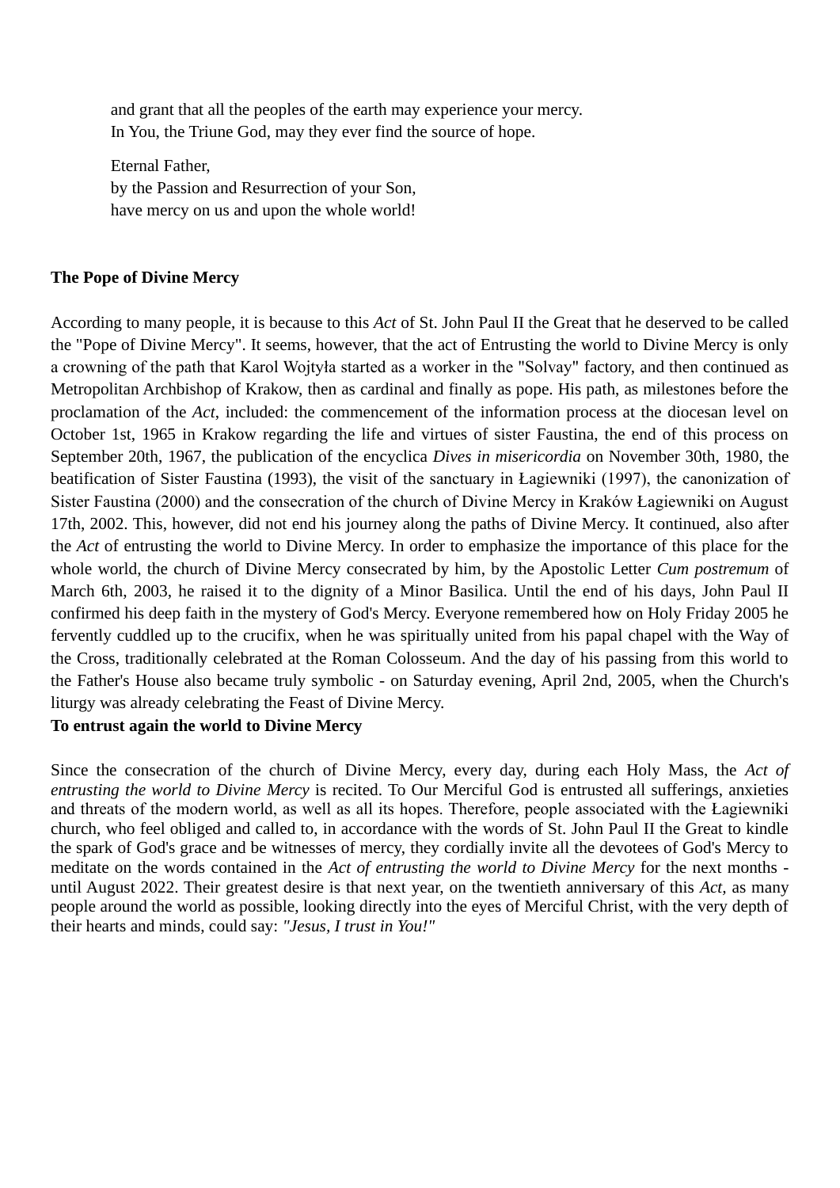and grant that all the peoples of the earth may experience your mercy.
In You, the Triune God, may they ever find the source of hope.

Eternal Father,
by the Passion and Resurrection of your Son,
have mercy on us and upon the whole world!

**The Pope of Divine Mercy**

According to many people, it is because to this *Act* of St. John Paul II the Great that he deserved to be called the "Pope of Divine Mercy". It seems, however, that the act of Entrusting the world to Divine Mercy is only a crowning of the path that Karol Wojtyła started as a worker in the "Solvay" factory, and then continued as Metropolitan Archbishop of Krakow, then as cardinal and finally as pope. His path, as milestones before the proclamation of the *Act*, included: the commencement of the information process at the diocesan level on October 1st, 1965 in Krakow regarding the life and virtues of sister Faustina, the end of this process on September 20th, 1967, the publication of the encyclica *Dives in misericordia* on November 30th, 1980, the beatification of Sister Faustina (1993), the visit of the sanctuary in Łagiewniki (1997), the canonization of Sister Faustina (2000) and the consecration of the church of Divine Mercy in Kraków Łagiewniki on August 17th, 2002. This, however, did not end his journey along the paths of Divine Mercy. It continued, also after the *Act* of entrusting the world to Divine Mercy. In order to emphasize the importance of this place for the whole world, the church of Divine Mercy consecrated by him, by the Apostolic Letter *Cum postremum* of March 6th, 2003, he raised it to the dignity of a Minor Basilica. Until the end of his days, John Paul II confirmed his deep faith in the mystery of God's Mercy. Everyone remembered how on Holy Friday 2005 he fervently cuddled up to the crucifix, when he was spiritually united from his papal chapel with the Way of the Cross, traditionally celebrated at the Roman Colosseum. And the day of his passing from this world to the Father's House also became truly symbolic - on Saturday evening, April 2nd, 2005, when the Church's liturgy was already celebrating the Feast of Divine Mercy.

**To entrust again the world to Divine Mercy**

Since the consecration of the church of Divine Mercy, every day, during each Holy Mass, the *Act of entrusting the world to Divine Mercy* is recited. To Our Merciful God is entrusted all sufferings, anxieties and threats of the modern world, as well as all its hopes. Therefore, people associated with the Łagiewniki church, who feel obliged and called to, in accordance with the words of St. John Paul II the Great to kindle the spark of God's grace and be witnesses of mercy, they cordially invite all the devotees of God's Mercy to meditate on the words contained in the *Act of entrusting the world to Divine Mercy* for the next months - until August 2022. Their greatest desire is that next year, on the twentieth anniversary of this *Act*, as many people around the world as possible, looking directly into the eyes of Merciful Christ, with the very depth of their hearts and minds, could say: *"Jesus, I trust in You!"*